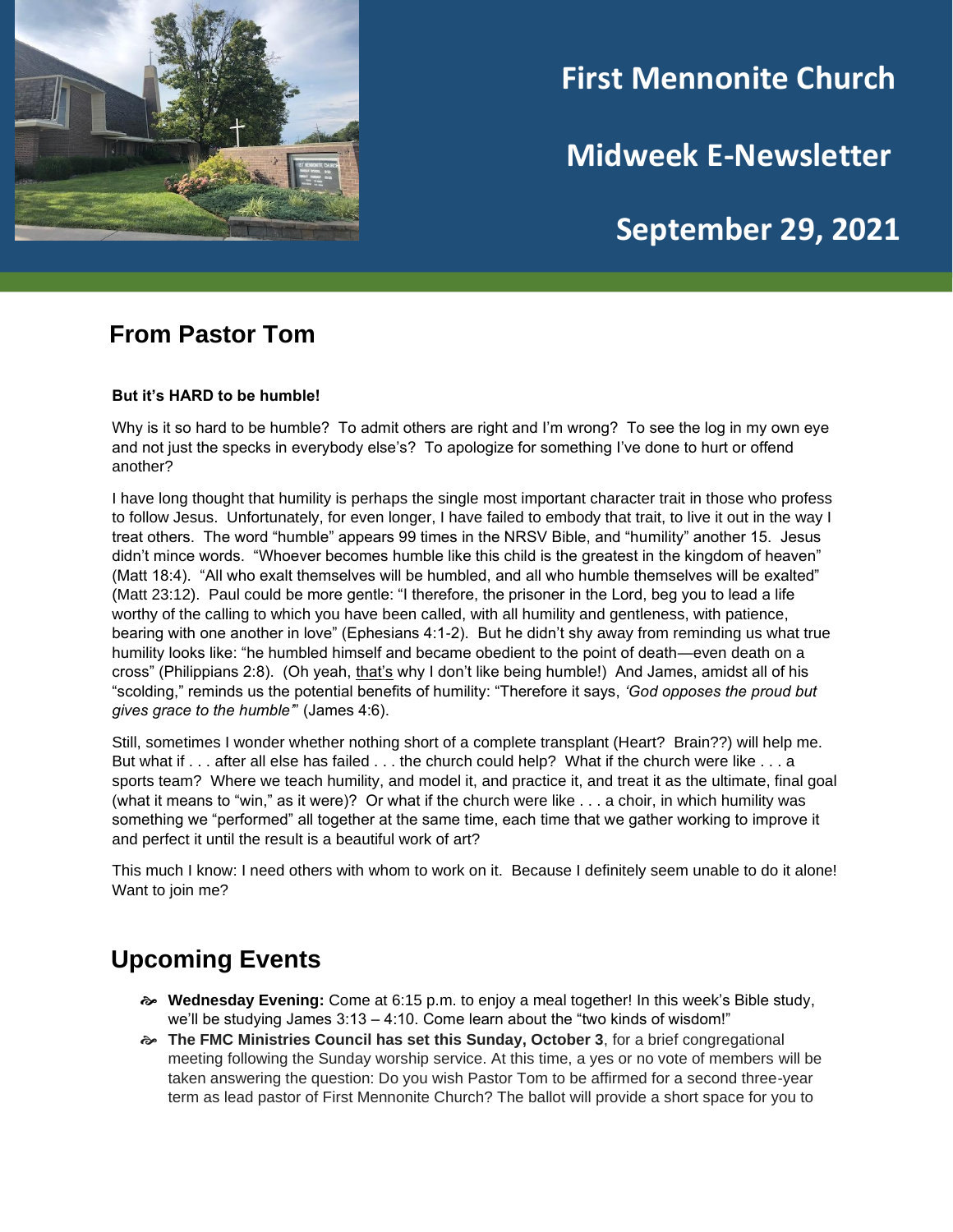# First Mennonite Church

# Midweek E-Newsletter

# September 29, 2021

## From Pastor Tom

**But it's HARD to be humble!**

Why is it so hard to be humble? To admit others are right and I'm wrong? To see the log in my own eye and not just the specks in everybody else's? To apologize for something I've done to hurt or offend another?

I have long thought that humility is perhaps the single most important character trait in those who profess to follow Jesus. Unfortunately, for even longer, I have failed to embody that trait, to live it out in the way I treat others. The word "humble" appears 99 times in the NRSV Bible, and "humility" another 15. Jesus didn't mince words. "Whoever becomes humble like this child is the greatest in the kingdom of heaven" (Matt 18:4). "All who exalt themselves will be humbled, and all who humble themselves will be exalted" (Matt 23:12). Paul could be more gentle: "I therefore, the prisoner in the Lord, beg you to lead a life worthy of the calling to which you have been called, with all humility and gentleness, with patience, bearing with one another in love" (Ephesians 4:1-2). But he didn't shy away from reminding us what true humility looks like: "he humbled himself and became obedient to the point of death—even death on a cross" (Philippians 2:8). (Oh yeah, that's why I don't like being humble!) And James, amidst all of his "scolding," reminds us the potential benefits of humility: "Therefore it says, *'God opposes the proud but gives grace to the humble'*" (James 4:6).

Still, sometimes I wonder whether nothing short of a complete transplant (Heart? Brain??) will help me. But what if . . . after all else has failed . . . the church could help? What if the church were like . . . a sports team? Where we teach humility, and model it, and practice it, and treat it as the ultimate, final goal (what it means to "win," as it were)? Or what if the church were like . . . a choir, in which humility was something we "performed" all together at the same time, each time that we gather working to improve it and perfect it until the result is a beautiful work of art?

This much I know: I need others with whom to work on it. Because I definitely seem unable to do it alone! Want to join me?

## Upcoming Events

- **Wednesday Evening:** Come at 6:15 p.m. to enjoy a meal together! In this week's Bible study, we'll be studying James 3:13 – 4:10. Come learn about the "two kinds of wisdom!"
- **The FMC Ministries Council has set this Sunday, October 3**, for a brief congregational meeting following the Sunday worship service. At this time, a yes or no vote of members will be taken answering the question: Do you wish Pastor Tom to be affirmed for a second three-year term as lead pastor of First Mennonite Church? The ballot will provide a short space for you to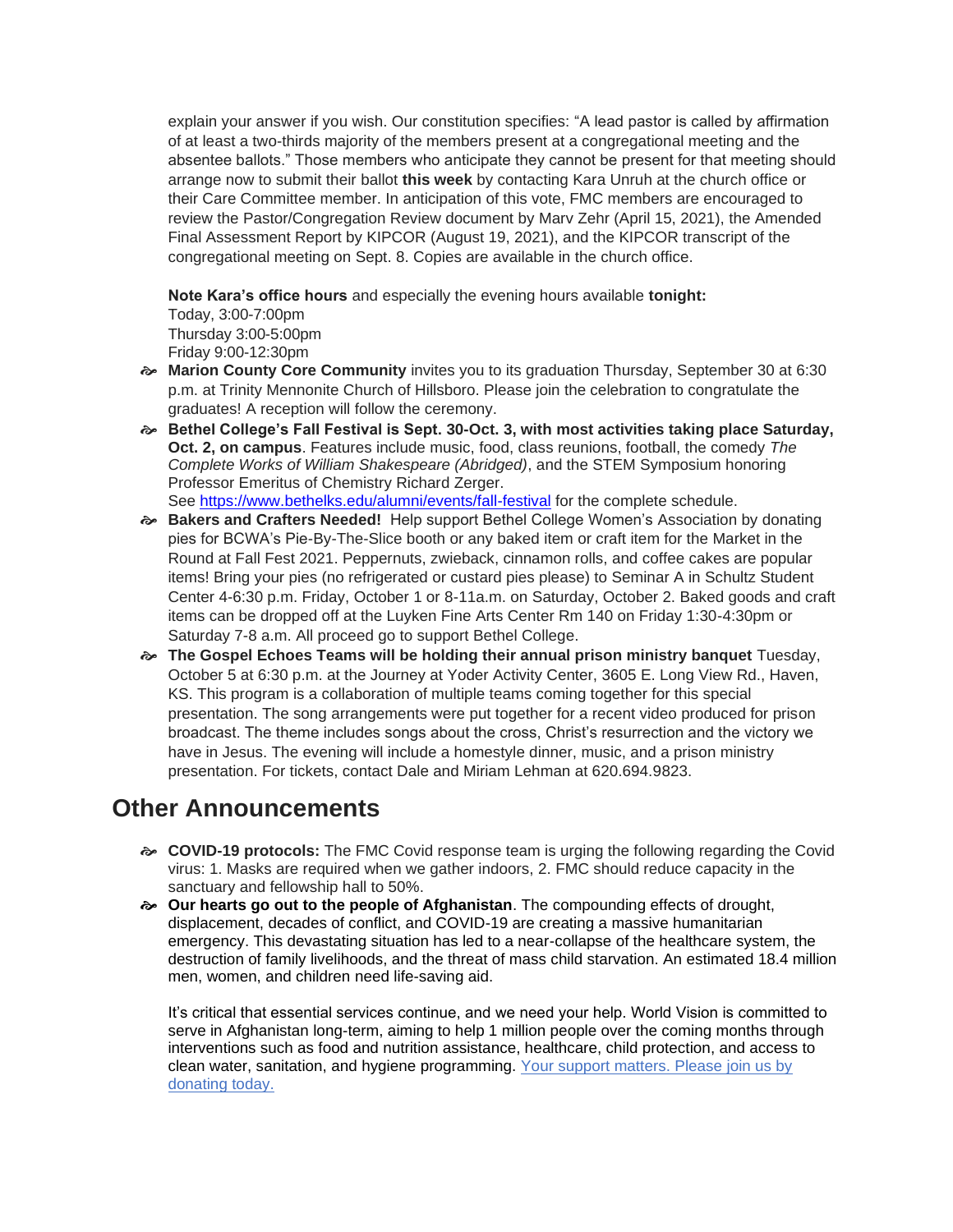explain your answer if you wish. Our constitution specifies: "A lead pastor is called by affirmation of at least a two-thirds majority of the members present at a congregational meeting and the absentee ballots." Those members who anticipate they cannot be present for that meeting should arrange now to submit their ballot **this week** by contacting Kara Unruh at the church office or their Care Committee member. In anticipation of this vote, FMC members are encouraged to review the Pastor/Congregation Review document by Marv Zehr (April 15, 2021), the Amended Final Assessment Report by KIPCOR (August 19, 2021), and the KIPCOR transcript of the congregational meeting on Sept. 8. Copies are available in the church office.

**Note Kara's office hours** and especially the evening hours available **tonight:**
Today, 3:00-7:00pm
Thursday 3:00-5:00pm
Friday 9:00-12:30pm

- **Marion County Core Community** invites you to its graduation Thursday, September 30 at 6:30 p.m. at Trinity Mennonite Church of Hillsboro. Please join the celebration to congratulate the graduates! A reception will follow the ceremony.
- **Bethel College's Fall Festival is Sept. 30-Oct. 3, with most activities taking place Saturday, Oct. 2, on campus**. Features include music, food, class reunions, football, the comedy *The Complete Works of William Shakespeare (Abridged)*, and the STEM Symposium honoring Professor Emeritus of Chemistry Richard Zerger.
  See https://www.bethelks.edu/alumni/events/fall-festival for the complete schedule.
- **Bakers and Crafters Needed!** Help support Bethel College Women's Association by donating pies for BCWA's Pie-By-The-Slice booth or any baked item or craft item for the Market in the Round at Fall Fest 2021. Peppernuts, zwieback, cinnamon rolls, and coffee cakes are popular items! Bring your pies (no refrigerated or custard pies please) to Seminar A in Schultz Student Center 4-6:30 p.m. Friday, October 1 or 8-11a.m. on Saturday, October 2. Baked goods and craft items can be dropped off at the Luyken Fine Arts Center Rm 140 on Friday 1:30-4:30pm or Saturday 7-8 a.m. All proceed go to support Bethel College.
- **The Gospel Echoes Teams will be holding their annual prison ministry banquet** Tuesday, October 5 at 6:30 p.m. at the Journey at Yoder Activity Center, 3605 E. Long View Rd., Haven, KS. This program is a collaboration of multiple teams coming together for this special presentation. The song arrangements were put together for a recent video produced for prison broadcast. The theme includes songs about the cross, Christ's resurrection and the victory we have in Jesus. The evening will include a homestyle dinner, music, and a prison ministry presentation. For tickets, contact Dale and Miriam Lehman at 620.694.9823.

## Other Announcements

- **COVID-19 protocols:** The FMC Covid response team is urging the following regarding the Covid virus: 1. Masks are required when we gather indoors, 2. FMC should reduce capacity in the sanctuary and fellowship hall to 50%.
- **Our hearts go out to the people of Afghanistan**. The compounding effects of drought, displacement, decades of conflict, and COVID-19 are creating a massive humanitarian emergency. This devastating situation has led to a near-collapse of the healthcare system, the destruction of family livelihoods, and the threat of mass child starvation. An estimated 18.4 million men, women, and children need life-saving aid.

  It's critical that essential services continue, and we need your help. World Vision is committed to serve in Afghanistan long-term, aiming to help 1 million people over the coming months through interventions such as food and nutrition assistance, healthcare, child protection, and access to clean water, sanitation, and hygiene programming. Your support matters. Please join us by donating today.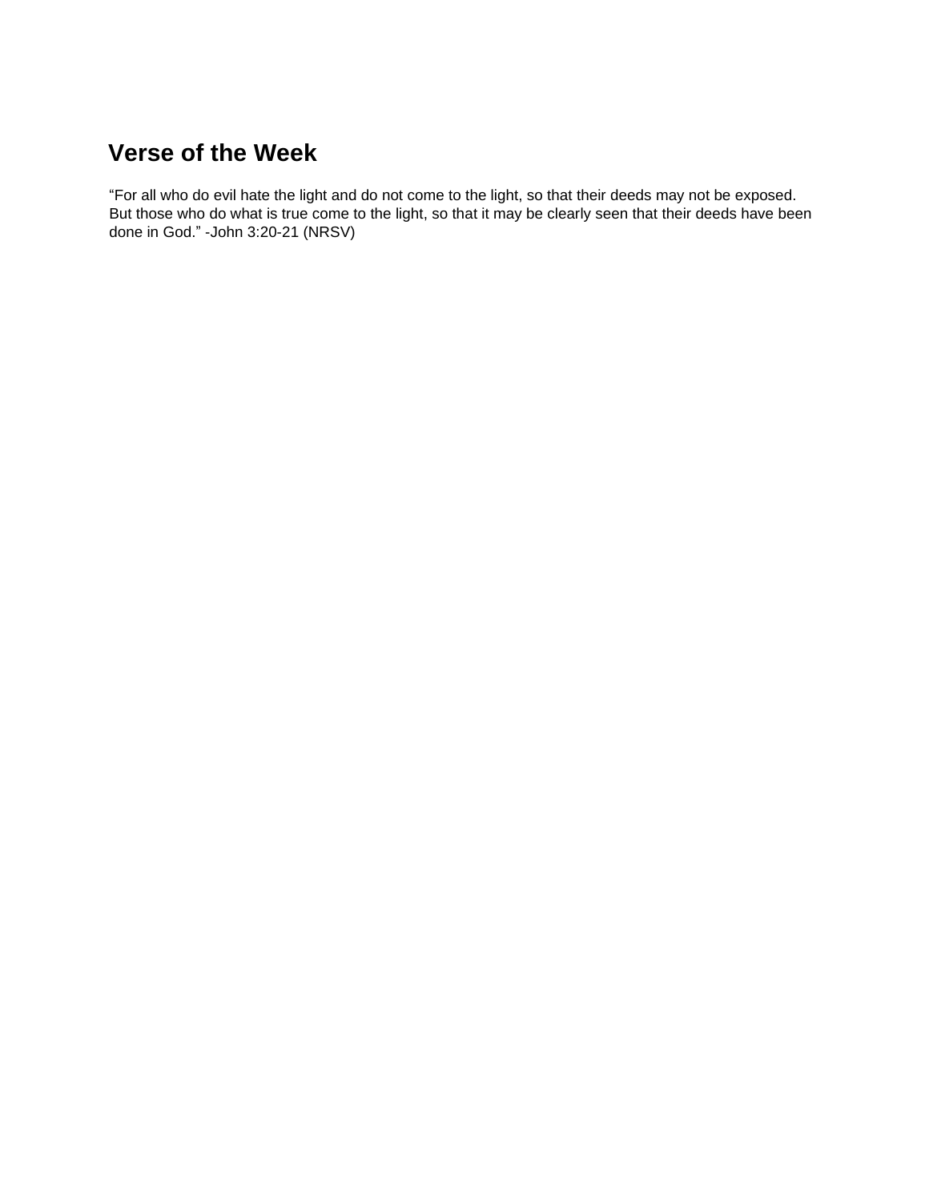## Verse of the Week

“For all who do evil hate the light and do not come to the light, so that their deeds may not be exposed. But those who do what is true come to the light, so that it may be clearly seen that their deeds have been done in God.” -John 3:20-21 (NRSV)